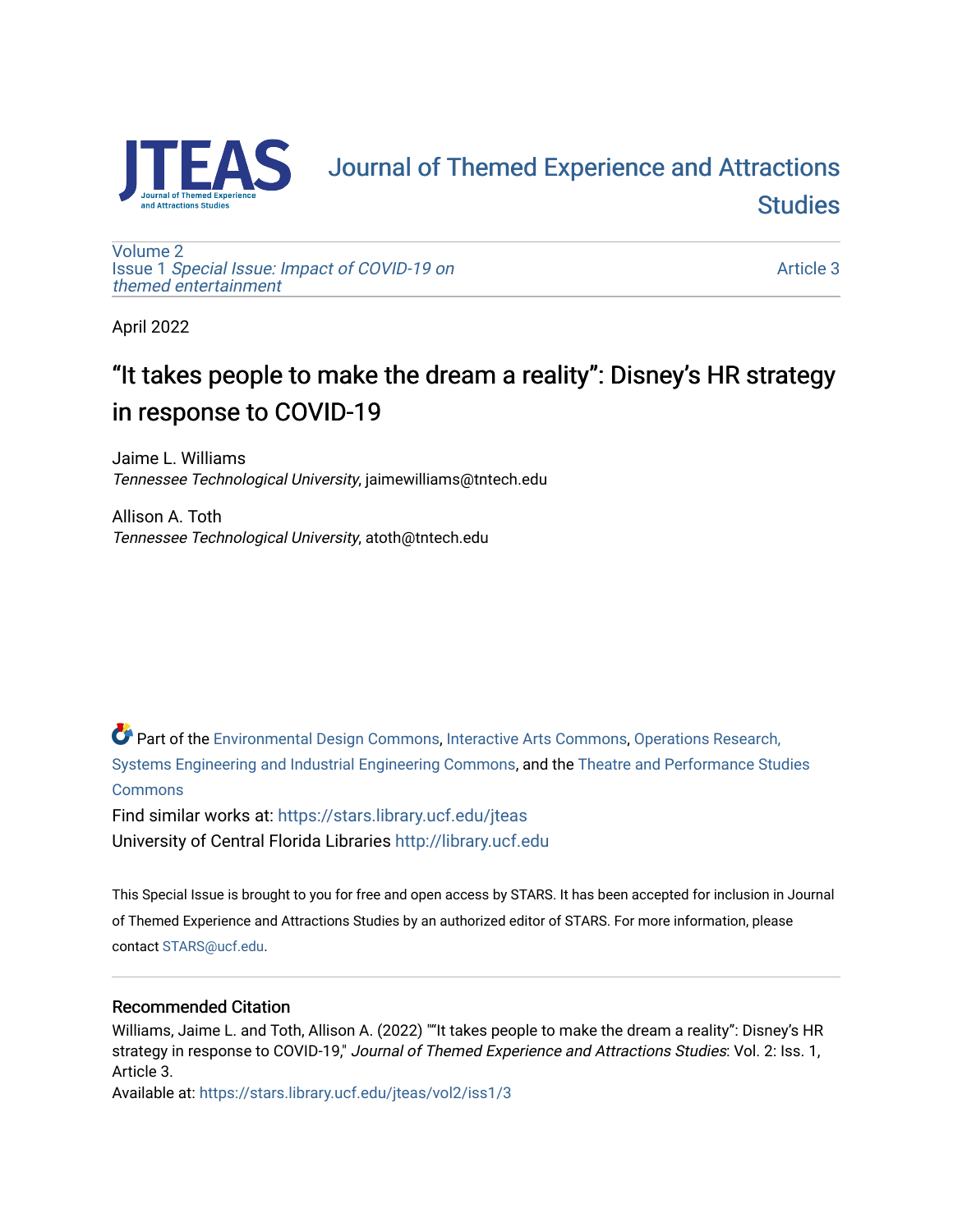# Journal of Themed Experience and Attractions Studies

Volume 2
Issue 1 *Special Issue: Impact of COVID-19 on themed entertainment*

Article 3

April 2022

## “It takes people to make the dream a reality”: Disney’s HR strategy in response to COVID-19

Jaime L. Williams
*Tennessee Technological University*, jaimewilliams@tntech.edu

Allison A. Toth
*Tennessee Technological University*, atoth@tntech.edu

Part of the Environmental Design Commons, Interactive Arts Commons, Operations Research, Systems Engineering and Industrial Engineering Commons, and the Theatre and Performance Studies Commons

Find similar works at: https://stars.library.ucf.edu/jteas
University of Central Florida Libraries http://library.ucf.edu

This Special Issue is brought to you for free and open access by STARS. It has been accepted for inclusion in Journal of Themed Experience and Attractions Studies by an authorized editor of STARS. For more information, please contact STARS@ucf.edu.

### Recommended Citation

Williams, Jaime L. and Toth, Allison A. (2022) "“It takes people to make the dream a reality”: Disney’s HR strategy in response to COVID-19," *Journal of Themed Experience and Attractions Studies*: Vol. 2: Iss. 1, Article 3.
Available at: https://stars.library.ucf.edu/jteas/vol2/iss1/3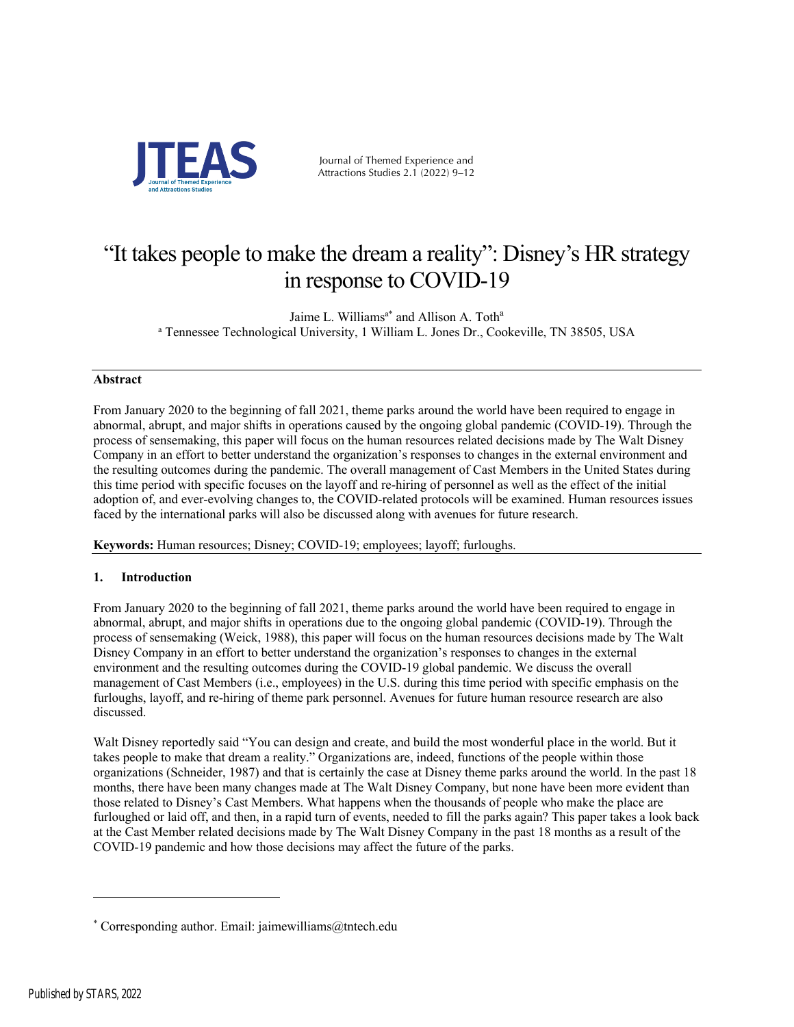# "It takes people to make the dream a reality": Disney's HR strategy in response to COVID-19

Jaime L. Williams[a*] and Allison A. Toth[a]

[a] Tennessee Technological University, 1 William L. Jones Dr., Cookeville, TN 38505, USA

## Abstract

From January 2020 to the beginning of fall 2021, theme parks around the world have been required to engage in abnormal, abrupt, and major shifts in operations caused by the ongoing global pandemic (COVID-19). Through the process of sensemaking, this paper will focus on the human resources related decisions made by The Walt Disney Company in an effort to better understand the organization's responses to changes in the external environment and the resulting outcomes during the pandemic. The overall management of Cast Members in the United States during this time period with specific focuses on the layoff and re-hiring of personnel as well as the effect of the initial adoption of, and ever-evolving changes to, the COVID-related protocols will be examined. Human resources issues faced by the international parks will also be discussed along with avenues for future research.

**Keywords:** Human resources; Disney; COVID-19; employees; layoff; furloughs.

## 1. Introduction

From January 2020 to the beginning of fall 2021, theme parks around the world have been required to engage in abnormal, abrupt, and major shifts in operations due to the ongoing global pandemic (COVID-19). Through the process of sensemaking (Weick, 1988), this paper will focus on the human resources decisions made by The Walt Disney Company in an effort to better understand the organization's responses to changes in the external environment and the resulting outcomes during the COVID-19 global pandemic. We discuss the overall management of Cast Members (i.e., employees) in the U.S. during this time period with specific emphasis on the furloughs, layoff, and re-hiring of theme park personnel. Avenues for future human resource research are also discussed.

Walt Disney reportedly said "You can design and create, and build the most wonderful place in the world. But it takes people to make that dream a reality." Organizations are, indeed, functions of the people within those organizations (Schneider, 1987) and that is certainly the case at Disney theme parks around the world. In the past 18 months, there have been many changes made at The Walt Disney Company, but none have been more evident than those related to Disney's Cast Members. What happens when the thousands of people who make the place are furloughed or laid off, and then, in a rapid turn of events, needed to fill the parks again? This paper takes a look back at the Cast Member related decisions made by The Walt Disney Company in the past 18 months as a result of the COVID-19 pandemic and how those decisions may affect the future of the parks.

[*] Corresponding author. Email: jaimewilliams@tntech.edu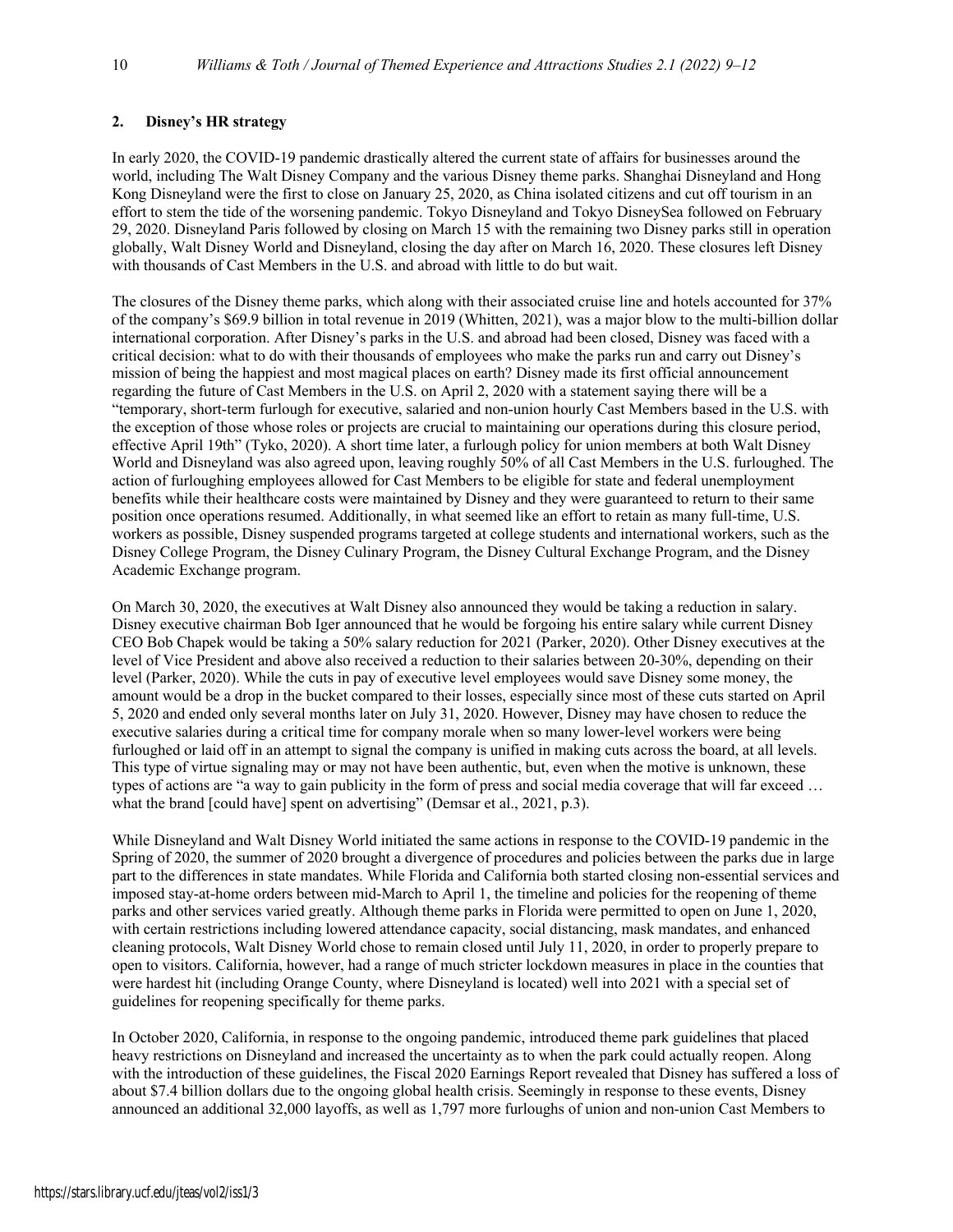## 2. Disney's HR strategy

In early 2020, the COVID-19 pandemic drastically altered the current state of affairs for businesses around the world, including The Walt Disney Company and the various Disney theme parks. Shanghai Disneyland and Hong Kong Disneyland were the first to close on January 25, 2020, as China isolated citizens and cut off tourism in an effort to stem the tide of the worsening pandemic. Tokyo Disneyland and Tokyo DisneySea followed on February 29, 2020. Disneyland Paris followed by closing on March 15 with the remaining two Disney parks still in operation globally, Walt Disney World and Disneyland, closing the day after on March 16, 2020. These closures left Disney with thousands of Cast Members in the U.S. and abroad with little to do but wait.

The closures of the Disney theme parks, which along with their associated cruise line and hotels accounted for 37% of the company's $69.9 billion in total revenue in 2019 (Whitten, 2021), was a major blow to the multi-billion dollar international corporation. After Disney's parks in the U.S. and abroad had been closed, Disney was faced with a critical decision: what to do with their thousands of employees who make the parks run and carry out Disney's mission of being the happiest and most magical places on earth? Disney made its first official announcement regarding the future of Cast Members in the U.S. on April 2, 2020 with a statement saying there will be a "temporary, short-term furlough for executive, salaried and non-union hourly Cast Members based in the U.S. with the exception of those whose roles or projects are crucial to maintaining our operations during this closure period, effective April 19th" (Tyko, 2020). A short time later, a furlough policy for union members at both Walt Disney World and Disneyland was also agreed upon, leaving roughly 50% of all Cast Members in the U.S. furloughed. The action of furloughing employees allowed for Cast Members to be eligible for state and federal unemployment benefits while their healthcare costs were maintained by Disney and they were guaranteed to return to their same position once operations resumed. Additionally, in what seemed like an effort to retain as many full-time, U.S. workers as possible, Disney suspended programs targeted at college students and international workers, such as the Disney College Program, the Disney Culinary Program, the Disney Cultural Exchange Program, and the Disney Academic Exchange program.

On March 30, 2020, the executives at Walt Disney also announced they would be taking a reduction in salary. Disney executive chairman Bob Iger announced that he would be forgoing his entire salary while current Disney CEO Bob Chapek would be taking a 50% salary reduction for 2021 (Parker, 2020). Other Disney executives at the level of Vice President and above also received a reduction to their salaries between 20-30%, depending on their level (Parker, 2020). While the cuts in pay of executive level employees would save Disney some money, the amount would be a drop in the bucket compared to their losses, especially since most of these cuts started on April 5, 2020 and ended only several months later on July 31, 2020. However, Disney may have chosen to reduce the executive salaries during a critical time for company morale when so many lower-level workers were being furloughed or laid off in an attempt to signal the company is unified in making cuts across the board, at all levels. This type of virtue signaling may or may not have been authentic, but, even when the motive is unknown, these types of actions are "a way to gain publicity in the form of press and social media coverage that will far exceed … what the brand [could have] spent on advertising" (Demsar et al., 2021, p.3).

While Disneyland and Walt Disney World initiated the same actions in response to the COVID-19 pandemic in the Spring of 2020, the summer of 2020 brought a divergence of procedures and policies between the parks due in large part to the differences in state mandates. While Florida and California both started closing non-essential services and imposed stay-at-home orders between mid-March to April 1, the timeline and policies for the reopening of theme parks and other services varied greatly. Although theme parks in Florida were permitted to open on June 1, 2020, with certain restrictions including lowered attendance capacity, social distancing, mask mandates, and enhanced cleaning protocols, Walt Disney World chose to remain closed until July 11, 2020, in order to properly prepare to open to visitors. California, however, had a range of much stricter lockdown measures in place in the counties that were hardest hit (including Orange County, where Disneyland is located) well into 2021 with a special set of guidelines for reopening specifically for theme parks.

In October 2020, California, in response to the ongoing pandemic, introduced theme park guidelines that placed heavy restrictions on Disneyland and increased the uncertainty as to when the park could actually reopen. Along with the introduction of these guidelines, the Fiscal 2020 Earnings Report revealed that Disney has suffered a loss of about $7.4 billion dollars due to the ongoing global health crisis. Seemingly in response to these events, Disney announced an additional 32,000 layoffs, as well as 1,797 more furloughs of union and non-union Cast Members to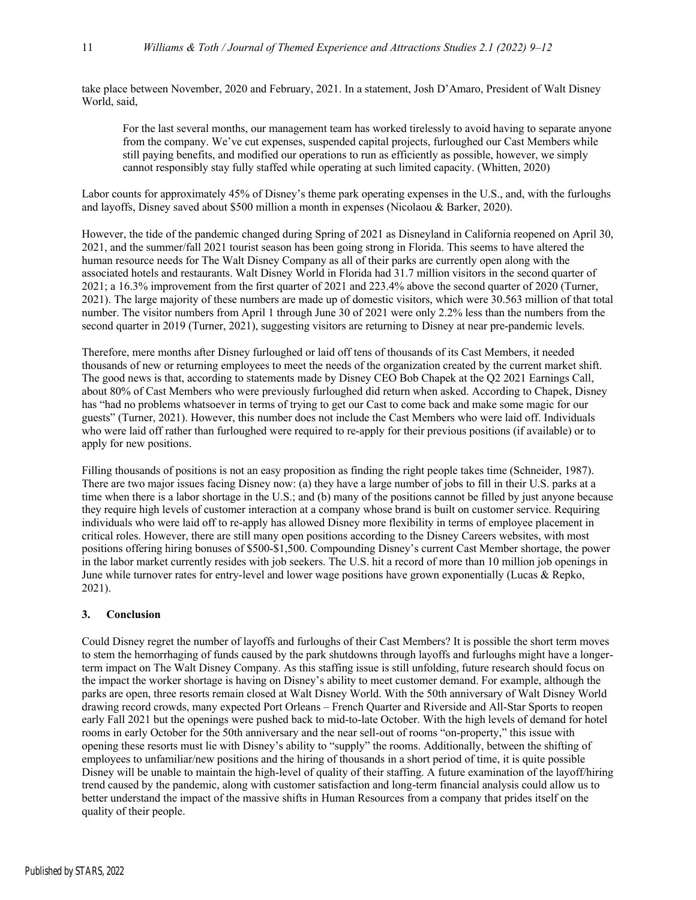take place between November, 2020 and February, 2021. In a statement, Josh D'Amaro, President of Walt Disney World, said,

> For the last several months, our management team has worked tirelessly to avoid having to separate anyone from the company. We've cut expenses, suspended capital projects, furloughed our Cast Members while still paying benefits, and modified our operations to run as efficiently as possible, however, we simply cannot responsibly stay fully staffed while operating at such limited capacity. (Whitten, 2020)

Labor counts for approximately 45% of Disney's theme park operating expenses in the U.S., and, with the furloughs and layoffs, Disney saved about $500 million a month in expenses (Nicolaou & Barker, 2020).

However, the tide of the pandemic changed during Spring of 2021 as Disneyland in California reopened on April 30, 2021, and the summer/fall 2021 tourist season has been going strong in Florida. This seems to have altered the human resource needs for The Walt Disney Company as all of their parks are currently open along with the associated hotels and restaurants. Walt Disney World in Florida had 31.7 million visitors in the second quarter of 2021; a 16.3% improvement from the first quarter of 2021 and 223.4% above the second quarter of 2020 (Turner, 2021). The large majority of these numbers are made up of domestic visitors, which were 30.563 million of that total number. The visitor numbers from April 1 through June 30 of 2021 were only 2.2% less than the numbers from the second quarter in 2019 (Turner, 2021), suggesting visitors are returning to Disney at near pre-pandemic levels.

Therefore, mere months after Disney furloughed or laid off tens of thousands of its Cast Members, it needed thousands of new or returning employees to meet the needs of the organization created by the current market shift. The good news is that, according to statements made by Disney CEO Bob Chapek at the Q2 2021 Earnings Call, about 80% of Cast Members who were previously furloughed did return when asked. According to Chapek, Disney has "had no problems whatsoever in terms of trying to get our Cast to come back and make some magic for our guests" (Turner, 2021). However, this number does not include the Cast Members who were laid off. Individuals who were laid off rather than furloughed were required to re-apply for their previous positions (if available) or to apply for new positions.

Filling thousands of positions is not an easy proposition as finding the right people takes time (Schneider, 1987). There are two major issues facing Disney now: (a) they have a large number of jobs to fill in their U.S. parks at a time when there is a labor shortage in the U.S.; and (b) many of the positions cannot be filled by just anyone because they require high levels of customer interaction at a company whose brand is built on customer service. Requiring individuals who were laid off to re-apply has allowed Disney more flexibility in terms of employee placement in critical roles. However, there are still many open positions according to the Disney Careers websites, with most positions offering hiring bonuses of $500-$1,500. Compounding Disney's current Cast Member shortage, the power in the labor market currently resides with job seekers. The U.S. hit a record of more than 10 million job openings in June while turnover rates for entry-level and lower wage positions have grown exponentially (Lucas & Repko, 2021).

## 3. Conclusion

Could Disney regret the number of layoffs and furloughs of their Cast Members? It is possible the short term moves to stem the hemorrhaging of funds caused by the park shutdowns through layoffs and furloughs might have a longer-term impact on The Walt Disney Company. As this staffing issue is still unfolding, future research should focus on the impact the worker shortage is having on Disney's ability to meet customer demand. For example, although the parks are open, three resorts remain closed at Walt Disney World. With the 50th anniversary of Walt Disney World drawing record crowds, many expected Port Orleans – French Quarter and Riverside and All-Star Sports to reopen early Fall 2021 but the openings were pushed back to mid-to-late October. With the high levels of demand for hotel rooms in early October for the 50th anniversary and the near sell-out of rooms "on-property," this issue with opening these resorts must lie with Disney's ability to "supply" the rooms. Additionally, between the shifting of employees to unfamiliar/new positions and the hiring of thousands in a short period of time, it is quite possible Disney will be unable to maintain the high-level of quality of their staffing. A future examination of the layoff/hiring trend caused by the pandemic, along with customer satisfaction and long-term financial analysis could allow us to better understand the impact of the massive shifts in Human Resources from a company that prides itself on the quality of their people.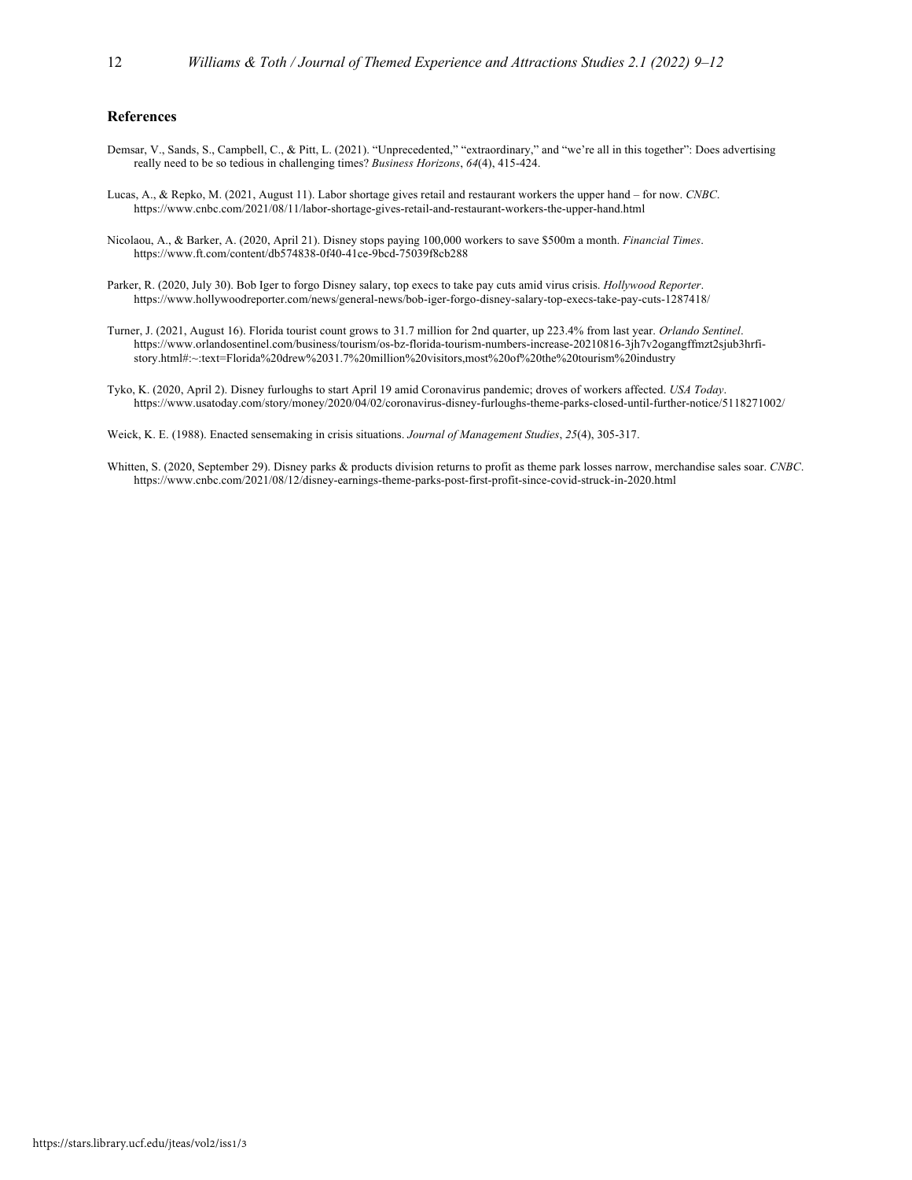## References

Demsar, V., Sands, S., Campbell, C., & Pitt, L. (2021). "Unprecedented," "extraordinary," and "we're all in this together": Does advertising really need to be so tedious in challenging times? *Business Horizons*, *64*(4), 415-424.

Lucas, A., & Repko, M. (2021, August 11). Labor shortage gives retail and restaurant workers the upper hand – for now. *CNBC*. https://www.cnbc.com/2021/08/11/labor-shortage-gives-retail-and-restaurant-workers-the-upper-hand.html

Nicolaou, A., & Barker, A. (2020, April 21). Disney stops paying 100,000 workers to save $500m a month. *Financial Times*. https://www.ft.com/content/db574838-0f40-41ce-9bcd-75039f8cb288

Parker, R. (2020, July 30). Bob Iger to forgo Disney salary, top execs to take pay cuts amid virus crisis. *Hollywood Reporter*. https://www.hollywoodreporter.com/news/general-news/bob-iger-forgo-disney-salary-top-execs-take-pay-cuts-1287418/

Turner, J. (2021, August 16). Florida tourist count grows to 31.7 million for 2nd quarter, up 223.4% from last year. *Orlando Sentinel*. https://www.orlandosentinel.com/business/tourism/os-bz-florida-tourism-numbers-increase-20210816-3jh7v2ogangffmzt2sjub3hrfi-story.html#:~:text=Florida%20drew%2031.7%20million%20visitors,most%20of%20the%20tourism%20industry

Tyko, K. (2020, April 2). Disney furloughs to start April 19 amid Coronavirus pandemic; droves of workers affected. *USA Today*. https://www.usatoday.com/story/money/2020/04/02/coronavirus-disney-furloughs-theme-parks-closed-until-further-notice/5118271002/

Weick, K. E. (1988). Enacted sensemaking in crisis situations. *Journal of Management Studies*, *25*(4), 305-317.

Whitten, S. (2020, September 29). Disney parks & products division returns to profit as theme park losses narrow, merchandise sales soar. *CNBC*. https://www.cnbc.com/2021/08/12/disney-earnings-theme-parks-post-first-profit-since-covid-struck-in-2020.html